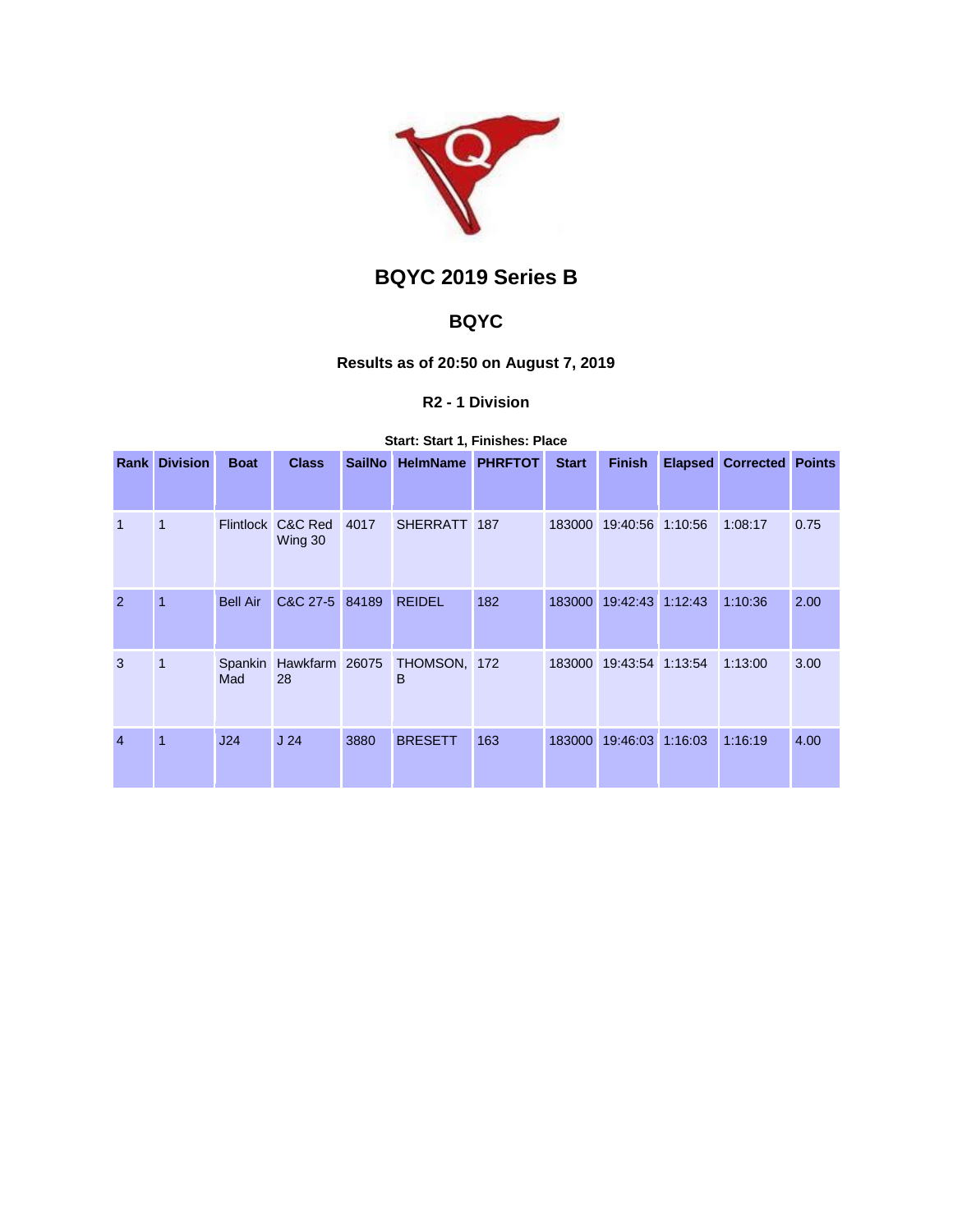# BQYC 2019 Series B

## BQYC

### Results as of 20:50 on August 7, 2019

### R2 - 1 Division

**Start: Start 1, Finishes: Place**

| Rank | Division | Boat | Class | SailNo | HelmName | PHRFTOT | Start | Finish | Elapsed | Corrected | Points |
|---|---|---|---|---|---|---|---|---|---|---|---|
| 1 | 1 | Flintlock | C&C Red Wing 30 | 4017 | SHERRATT | 187 | 183000 | 19:40:56 | 1:10:56 | 1:08:17 | 0.75 |
| 2 | 1 | Bell Air | C&C 27-5 | 84189 | REIDEL | 182 | 183000 | 19:42:43 | 1:12:43 | 1:10:36 | 2.00 |
| 3 | 1 | Spankin Mad | Hawkfarm 28 | 26075 | THOMSON, B | 172 | 183000 | 19:43:54 | 1:13:54 | 1:13:00 | 3.00 |
| 4 | 1 | J24 | J 24 | 3880 | BRESETT | 163 | 183000 | 19:46:03 | 1:16:03 | 1:16:19 | 4.00 |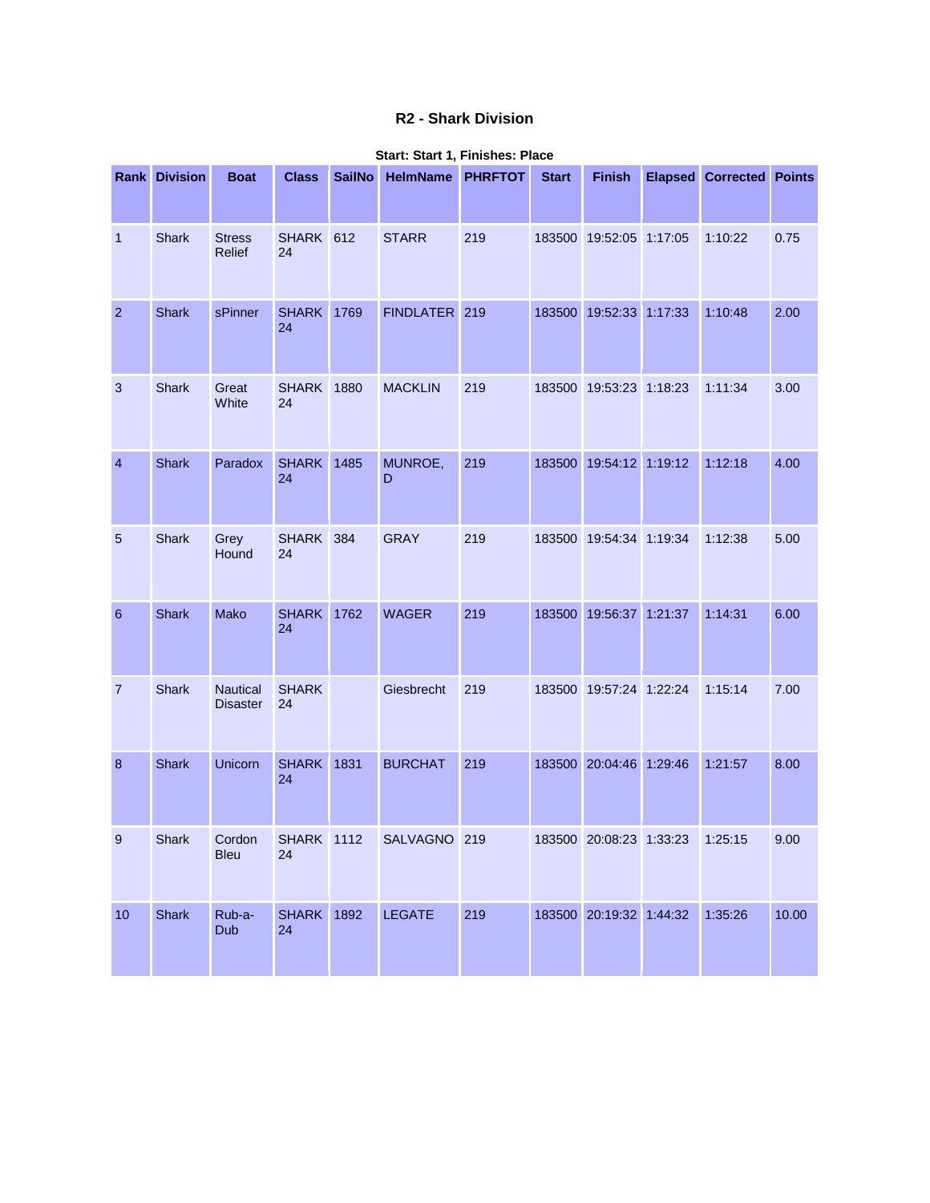### R2 - Shark Division

**Start: Start 1, Finishes: Place**

| Rank | Division | Boat | Class | SailNo | HelmName | PHRFTOT | Start | Finish | Elapsed | Corrected | Points |
|---|---|---|---|---|---|---|---|---|---|---|---|
| 1 | Shark | Stress Relief | SHARK 24 | 612 | STARR | 219 | 183500 | 19:52:05 | 1:17:05 | 1:10:22 | 0.75 |
| 2 | Shark | sPinner | SHARK 24 | 1769 | FINDLATER | 219 | 183500 | 19:52:33 | 1:17:33 | 1:10:48 | 2.00 |
| 3 | Shark | Great White | SHARK 24 | 1880 | MACKLIN | 219 | 183500 | 19:53:23 | 1:18:23 | 1:11:34 | 3.00 |
| 4 | Shark | Paradox | SHARK 24 | 1485 | MUNROE, D | 219 | 183500 | 19:54:12 | 1:19:12 | 1:12:18 | 4.00 |
| 5 | Shark | Grey Hound | SHARK 24 | 384 | GRAY | 219 | 183500 | 19:54:34 | 1:19:34 | 1:12:38 | 5.00 |
| 6 | Shark | Mako | SHARK 24 | 1762 | WAGER | 219 | 183500 | 19:56:37 | 1:21:37 | 1:14:31 | 6.00 |
| 7 | Shark | Nautical Disaster | SHARK 24 | | Giesbrecht | 219 | 183500 | 19:57:24 | 1:22:24 | 1:15:14 | 7.00 |
| 8 | Shark | Unicorn | SHARK 24 | 1831 | BURCHAT | 219 | 183500 | 20:04:46 | 1:29:46 | 1:21:57 | 8.00 |
| 9 | Shark | Cordon Bleu | SHARK 24 | 1112 | SALVAGNO | 219 | 183500 | 20:08:23 | 1:33:23 | 1:25:15 | 9.00 |
| 10 | Shark | Rub-a-Dub | SHARK 24 | 1892 | LEGATE | 219 | 183500 | 20:19:32 | 1:44:32 | 1:35:26 | 10.00 |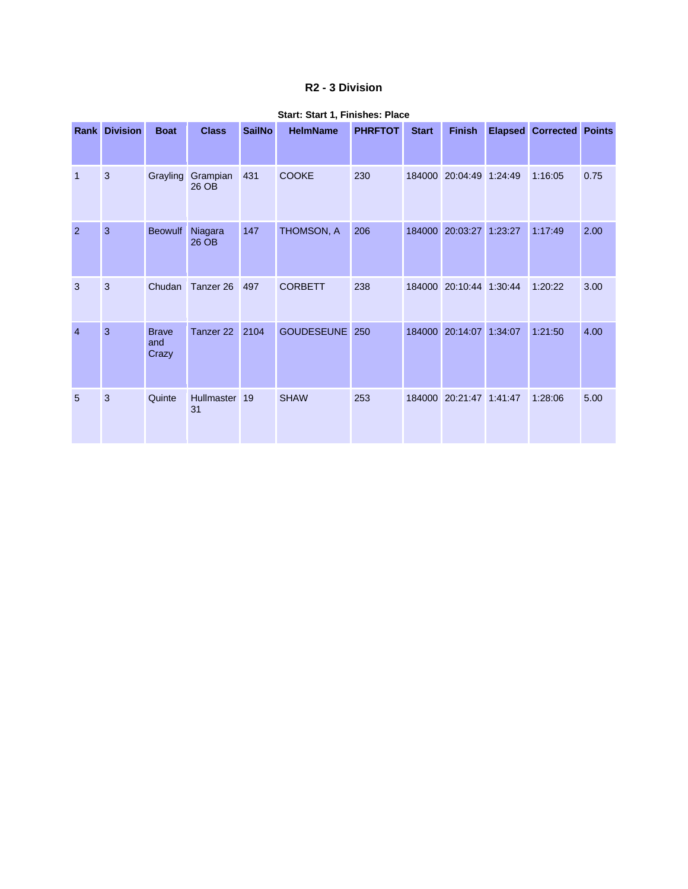# R2 - 3 Division

**Start: Start 1, Finishes: Place**

| Rank | Division | Boat | Class | SailNo | HelmName | PHRFTOT | Start | Finish | Elapsed | Corrected | Points |
|---|---|---|---|---|---|---|---|---|---|---|---|
| 1 | 3 | Grayling | Grampian 26 OB | 431 | COOKE | 230 | 184000 | 20:04:49 | 1:24:49 | 1:16:05 | 0.75 |
| 2 | 3 | Beowulf | Niagara 26 OB | 147 | THOMSON, A | 206 | 184000 | 20:03:27 | 1:23:27 | 1:17:49 | 2.00 |
| 3 | 3 | Chudan | Tanzer 26 | 497 | CORBETT | 238 | 184000 | 20:10:44 | 1:30:44 | 1:20:22 | 3.00 |
| 4 | 3 | Brave and Crazy | Tanzer 22 | 2104 | GOUDESEUNE | 250 | 184000 | 20:14:07 | 1:34:07 | 1:21:50 | 4.00 |
| 5 | 3 | Quinte | Hullmaster 31 | 19 | SHAW | 253 | 184000 | 20:21:47 | 1:41:47 | 1:28:06 | 5.00 |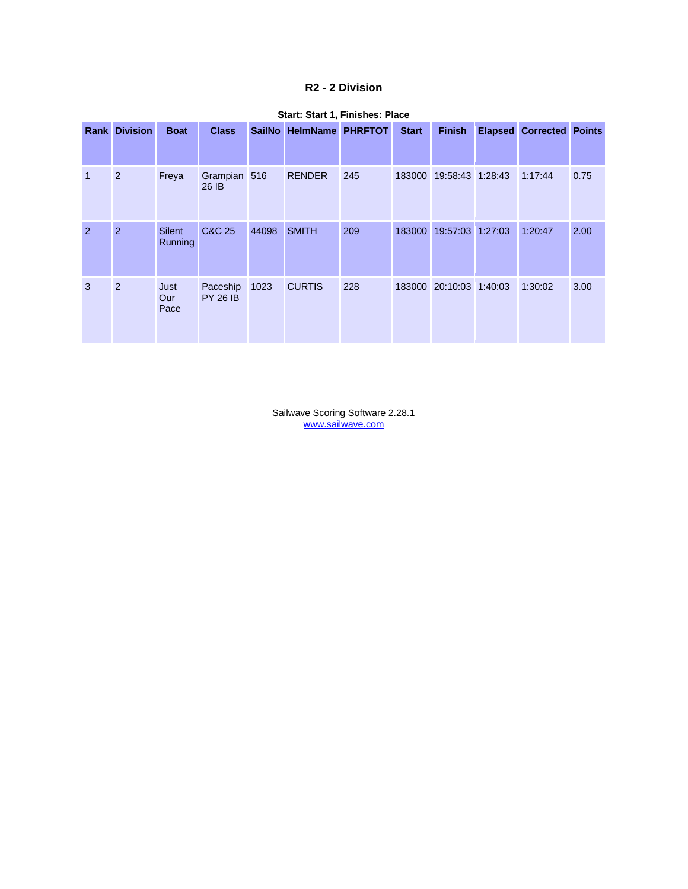### R2 - 2 Division

**Start: Start 1, Finishes: Place**

| Rank | Division | Boat | Class | SailNo | HelmName | PHRFTOT | Start | Finish | Elapsed | Corrected | Points |
|---|---|---|---|---|---|---|---|---|---|---|---|
| 1 | 2 | Freya | Grampian 26 IB | 516 | RENDER | 245 | 183000 | 19:58:43 | 1:28:43 | 1:17:44 | 0.75 |
| 2 | 2 | Silent Running | C&C 25 | 44098 | SMITH | 209 | 183000 | 19:57:03 | 1:27:03 | 1:20:47 | 2.00 |
| 3 | 2 | Just Our Pace | Paceship PY 26 IB | 1023 | CURTIS | 228 | 183000 | 20:10:03 | 1:40:03 | 1:30:02 | 3.00 |

Sailwave Scoring Software 2.28.1
www.sailwave.com